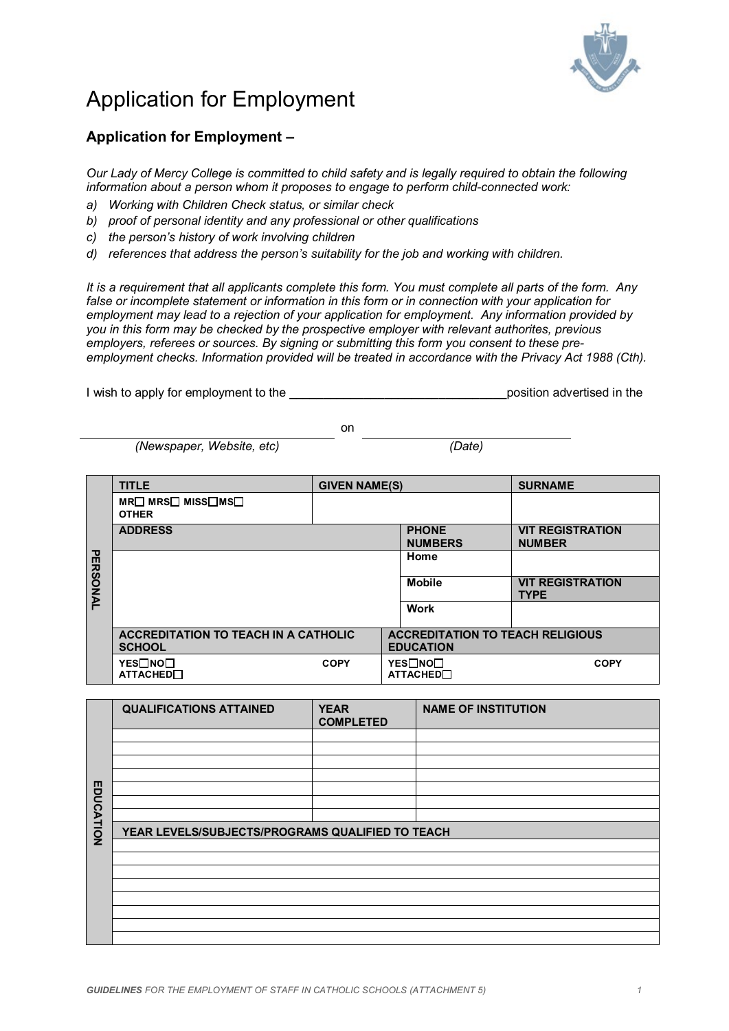# Application for Employment

## Application for Employment –

*Our Lady of Mercy College is committed to child safety and is legally required to obtain the following information about a person whom it proposes to engage to perform child-connected work:*

*a) Working with Children Check status, or similar check*
*b) proof of personal identity and any professional or other qualifications*
*c) the person's history of work involving children*
*d) references that address the person's suitability for the job and working with children.*

*It is a requirement that all applicants complete this form. You must complete all parts of the form. Any false or incomplete statement or information in this form or in connection with your application for employment may lead to a rejection of your application for employment. Any information provided by you in this form may be checked by the prospective employer with relevant authorites, previous employers, referees or sources. By signing or submitting this form you consent to these pre-employment checks. Information provided will be treated in accordance with the Privacy Act 1988 (Cth).*

I wish to apply for employment to the ________________________________ position advertised in the

________________________________ on ________________________________
*(Newspaper, Website, etc)* *(Date)*

| PERSONAL | | | | |
|---|---|---|---|---|
| | **TITLE** | **GIVEN NAME(S)** | | **SURNAME** |
| | **MR☐ MRS☐ MISS☐MS☐ OTHER** | | | |
| | **ADDRESS** | | **PHONE NUMBERS** | **VIT REGISTRATION NUMBER** |
| | | | **Home** | |
| | | | **Mobile** | **VIT REGISTRATION TYPE** |
| | | | **Work** | |
| | **ACCREDITATION TO TEACH IN A CATHOLIC SCHOOL** | | **ACCREDITATION TO TEACH RELIGIOUS EDUCATION** | |
| | **YES☐NO☐ COPY ATTACHED☐** | | **YES☐NO☐ COPY ATTACHED☐** | |

| EDUCATION | | | |
|---|---|---|---|
| | **QUALIFICATIONS ATTAINED** | **YEAR COMPLETED** | **NAME OF INSTITUTION** |
| | | | |
| | | | |
| | | | |
| | | | |
| | | | |
| | | | |
| | | | |
| | **YEAR LEVELS/SUBJECTS/PROGRAMS QUALIFIED TO TEACH** | | |
| | | | |
| | | | |
| | | | |
| | | | |
| | | | |
| | | | |
| | | | |
| | | | |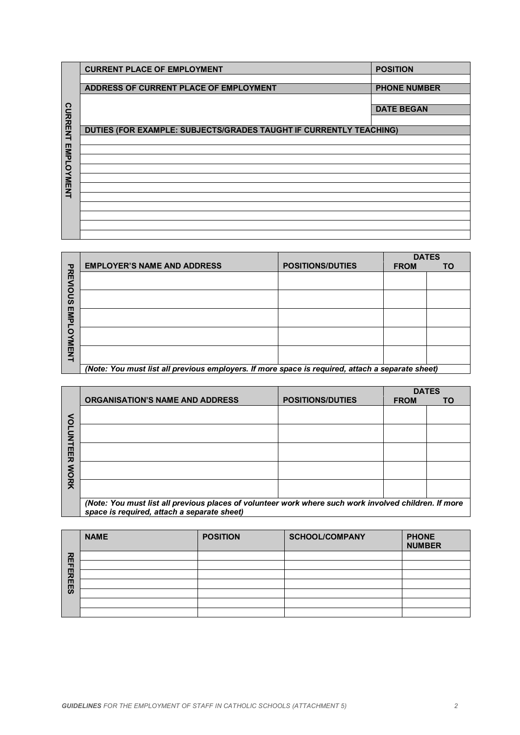**CURRENT EMPLOYMENT**

| CURRENT PLACE OF EMPLOYMENT | POSITION |
| --- | --- |
| | |
| **ADDRESS OF CURRENT PLACE OF EMPLOYMENT** | **PHONE NUMBER** |
| | |
| | **DATE BEGAN** |
| | |

| DUTIES (FOR EXAMPLE: SUBJECTS/GRADES TAUGHT IF CURRENTLY TEACHING) |
| --- |
| |
| |
| |
| |
| |
| |
| |
| |
| |
| |

**PREVIOUS EMPLOYMENT**

| EMPLOYER'S NAME AND ADDRESS | POSITIONS/DUTIES | DATES FROM | DATES TO |
| --- | --- | --- | --- |
| | | | |
| | | | |
| | | | |
| | | | |
| | | | |

*(Note: You must list all previous employers. If more space is required, attach a separate sheet)*

**VOLUNTEER WORK**

| ORGANISATION'S NAME AND ADDRESS | POSITIONS/DUTIES | DATES FROM | DATES TO |
| --- | --- | --- | --- |
| | | | |
| | | | |
| | | | |
| | | | |
| | | | |

*(Note: You must list all previous places of volunteer work where such work involved children. If more space is required, attach a separate sheet)*

**REFEREES**

| NAME | POSITION | SCHOOL/COMPANY | PHONE NUMBER |
| --- | --- | --- | --- |
| | | | |
| | | | |
| | | | |
| | | | |
| | | | |
| | | | |
| | | | |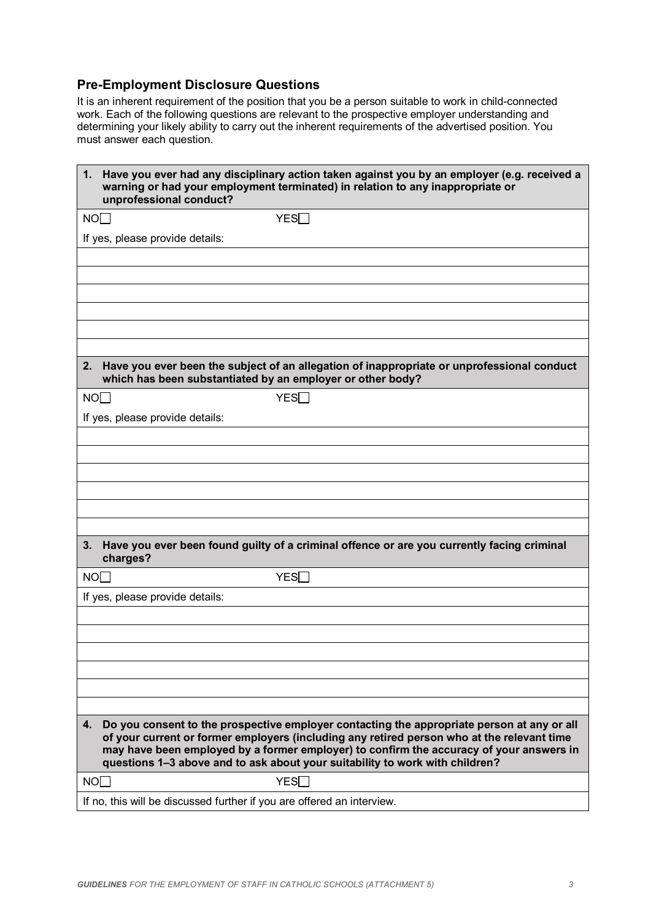## Pre-Employment Disclosure Questions

It is an inherent requirement of the position that you be a person suitable to work in child-connected work. Each of the following questions are relevant to the prospective employer understanding and determining your likely ability to carry out the inherent requirements of the advertised position. You must answer each question.

**1. Have you ever had any disciplinary action taken against you by an employer (e.g. received a warning or had your employment terminated) in relation to any inappropriate or unprofessional conduct?**

NO☐ YES☐

If yes, please provide details:

**2. Have you ever been the subject of an allegation of inappropriate or unprofessional conduct which has been substantiated by an employer or other body?**

NO☐ YES☐

If yes, please provide details:

**3. Have you ever been found guilty of a criminal offence or are you currently facing criminal charges?**

NO☐ YES☐

If yes, please provide details:

**4. Do you consent to the prospective employer contacting the appropriate person at any or all of your current or former employers (including any retired person who at the relevant time may have been employed by a former employer) to confirm the accuracy of your answers in questions 1–3 above and to ask about your suitability to work with children?**

NO☐ YES☐

If no, this will be discussed further if you are offered an interview.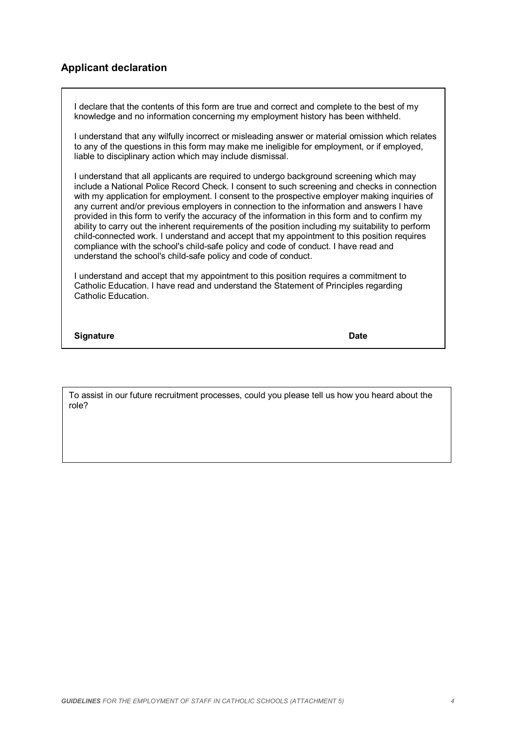## Applicant declaration

I declare that the contents of this form are true and correct and complete to the best of my knowledge and no information concerning my employment history has been withheld.

I understand that any wilfully incorrect or misleading answer or material omission which relates to any of the questions in this form may make me ineligible for employment, or if employed, liable to disciplinary action which may include dismissal.

I understand that all applicants are required to undergo background screening which may include a National Police Record Check. I consent to such screening and checks in connection with my application for employment. I consent to the prospective employer making inquiries of any current and/or previous employers in connection to the information and answers I have provided in this form to verify the accuracy of the information in this form and to confirm my ability to carry out the inherent requirements of the position including my suitability to perform child-connected work. I understand and accept that my appointment to this position requires compliance with the school's child-safe policy and code of conduct. I have read and understand the school's child-safe policy and code of conduct.

I understand and accept that my appointment to this position requires a commitment to Catholic Education. I have read and understand the Statement of Principles regarding Catholic Education.

**Signature** **Date**

To assist in our future recruitment processes, could you please tell us how you heard about the role?